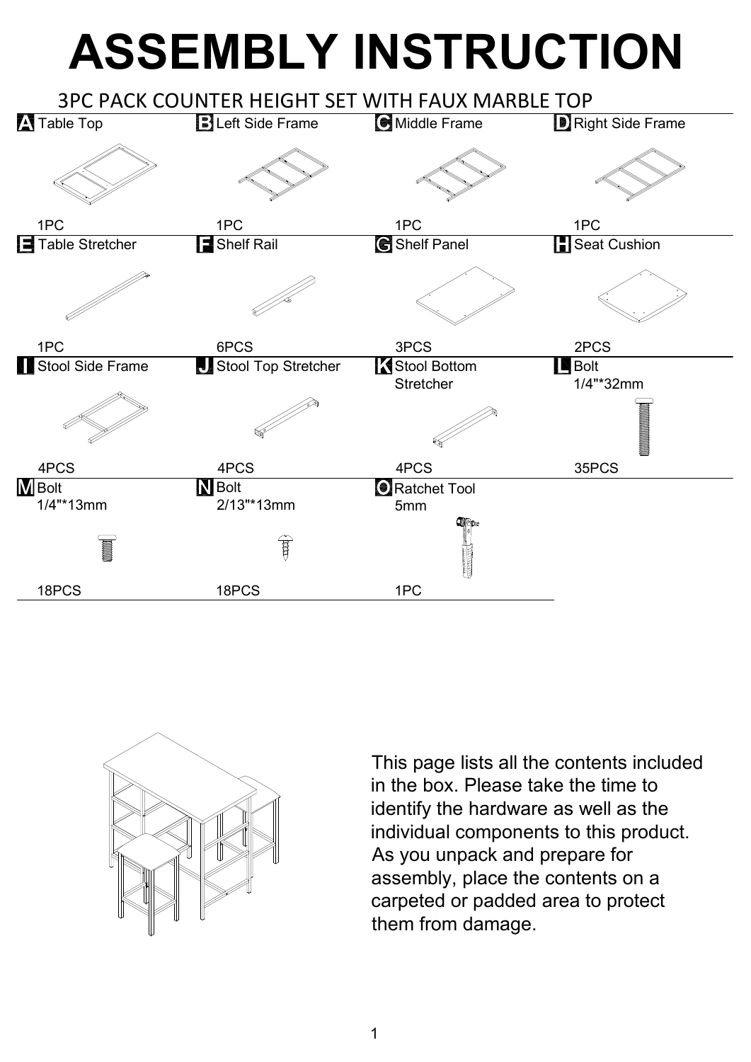# ASSEMBLY INSTRUCTION

## 3PC PACK COUNTER HEIGHT SET WITH FAUX MARBLE TOP

| Part | Name | Quantity |
| --- | --- | --- |
| A | Table Top | 1PC |
| B | Left Side Frame | 1PC |
| C | Middle Frame | 1PC |
| D | Right Side Frame | 1PC |
| E | Table Stretcher | 1PC |
| F | Shelf Rail | 6PCS |
| G | Shelf Panel | 3PCS |
| H | Seat Cushion | 2PCS |
| I | Stool Side Frame | 4PCS |
| J | Stool Top Stretcher | 4PCS |
| K | Stool Bottom Stretcher | 4PCS |
| L | Bolt 1/4"*32mm | 35PCS |
| M | Bolt 1/4"*13mm | 18PCS |
| N | Bolt 2/13"*13mm | 18PCS |
| O | Ratchet Tool 5mm | 1PC |

This page lists all the contents included in the box. Please take the time to identify the hardware as well as the individual components to this product. As you unpack and prepare for assembly, place the contents on a carpeted or padded area to protect them from damage.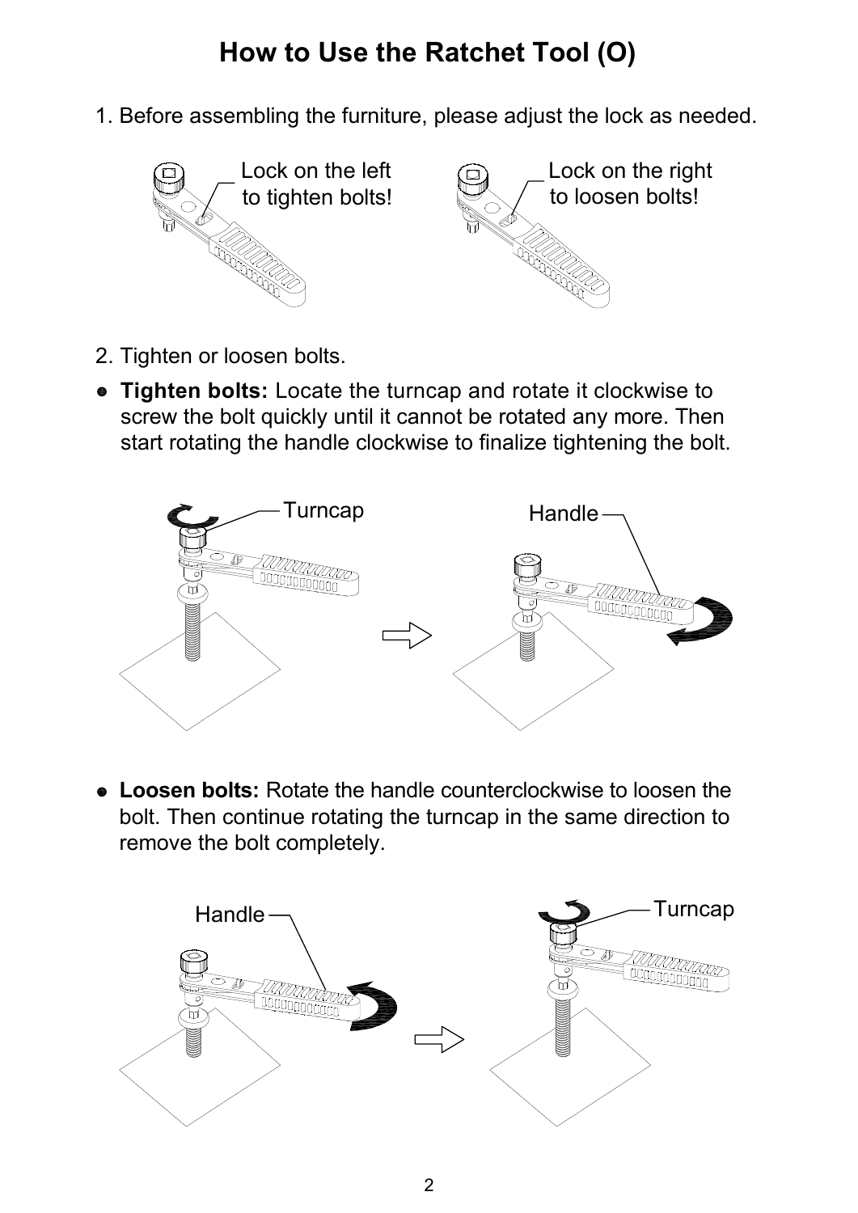# How to Use the Ratchet Tool (O)

1. Before assembling the furniture, please adjust the lock as needed.

Lock on the left to tighten bolts!

Lock on the right to loosen bolts!

2. Tighten or loosen bolts.

- **Tighten bolts:** Locate the turncap and rotate it clockwise to screw the bolt quickly until it cannot be rotated any more. Then start rotating the handle clockwise to finalize tightening the bolt.

Turncap

Handle

- **Loosen bolts:** Rotate the handle counterclockwise to loosen the bolt. Then continue rotating the turncap in the same direction to remove the bolt completely.

Handle

Turncap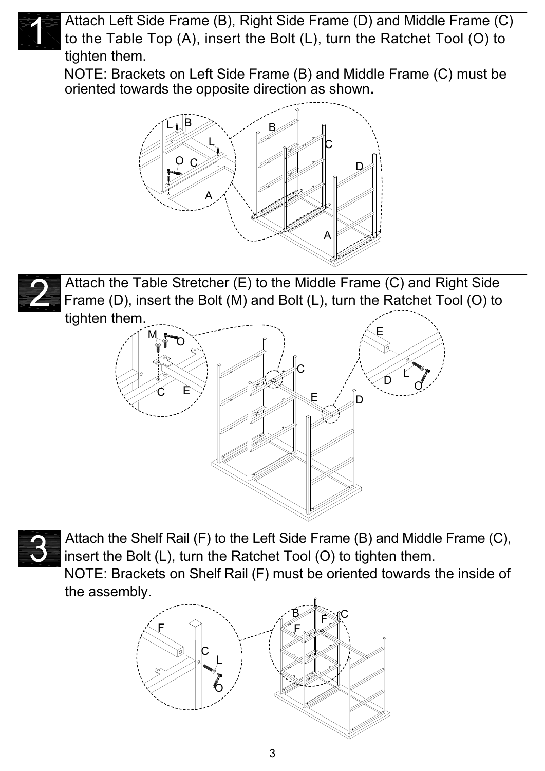## 1

Attach Left Side Frame (B), Right Side Frame (D) and Middle Frame (C) to the Table Top (A), insert the Bolt (L), turn the Ratchet Tool (O) to tighten them.

NOTE: Brackets on Left Side Frame (B) and Middle Frame (C) must be oriented towards the opposite direction as shown.

## 2

Attach the Table Stretcher (E) to the Middle Frame (C) and Right Side Frame (D), insert the Bolt (M) and Bolt (L), turn the Ratchet Tool (O) to tighten them.

## 3

Attach the Shelf Rail (F) to the Left Side Frame (B) and Middle Frame (C), insert the Bolt (L), turn the Ratchet Tool (O) to tighten them.

NOTE: Brackets on Shelf Rail (F) must be oriented towards the inside of the assembly.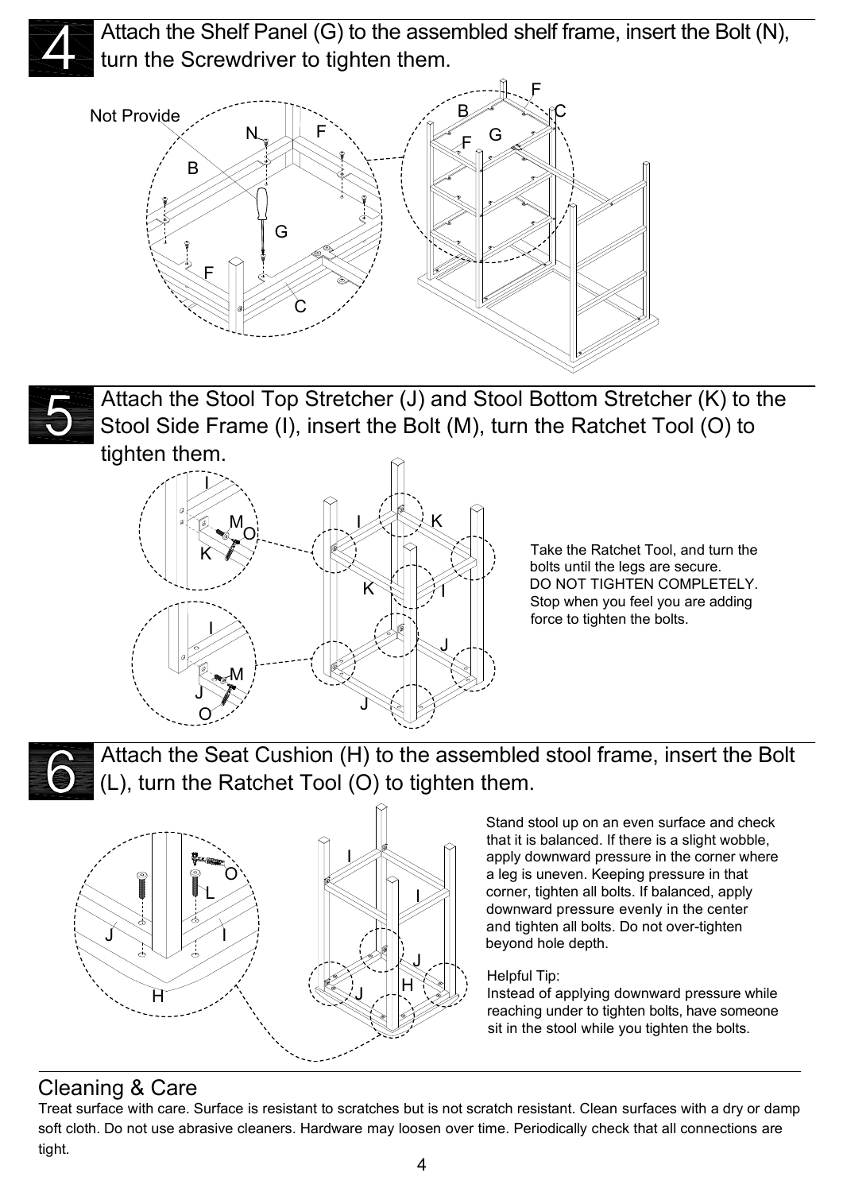## 4 Attach the Shelf Panel (G) to the assembled shelf frame, insert the Bolt (N), turn the Screwdriver to tighten them.

Not Provide

## 5 Attach the Stool Top Stretcher (J) and Stool Bottom Stretcher (K) to the Stool Side Frame (I), insert the Bolt (M), turn the Ratchet Tool (O) to tighten them.

Take the Ratchet Tool, and turn the bolts until the legs are secure. DO NOT TIGHTEN COMPLETELY. Stop when you feel you are adding force to tighten the bolts.

## 6 Attach the Seat Cushion (H) to the assembled stool frame, insert the Bolt (L), turn the Ratchet Tool (O) to tighten them.

Stand stool up on an even surface and check that it is balanced. If there is a slight wobble, apply downward pressure in the corner where a leg is uneven. Keeping pressure in that corner, tighten all bolts. If balanced, apply downward pressure evenly in the center and tighten all bolts. Do not over-tighten beyond hole depth.

Helpful Tip:
Instead of applying downward pressure while reaching under to tighten bolts, have someone sit in the stool while you tighten the bolts.

## Cleaning & Care

Treat surface with care. Surface is resistant to scratches but is not scratch resistant. Clean surfaces with a dry or damp soft cloth. Do not use abrasive cleaners. Hardware may loosen over time. Periodically check that all connections are tight.